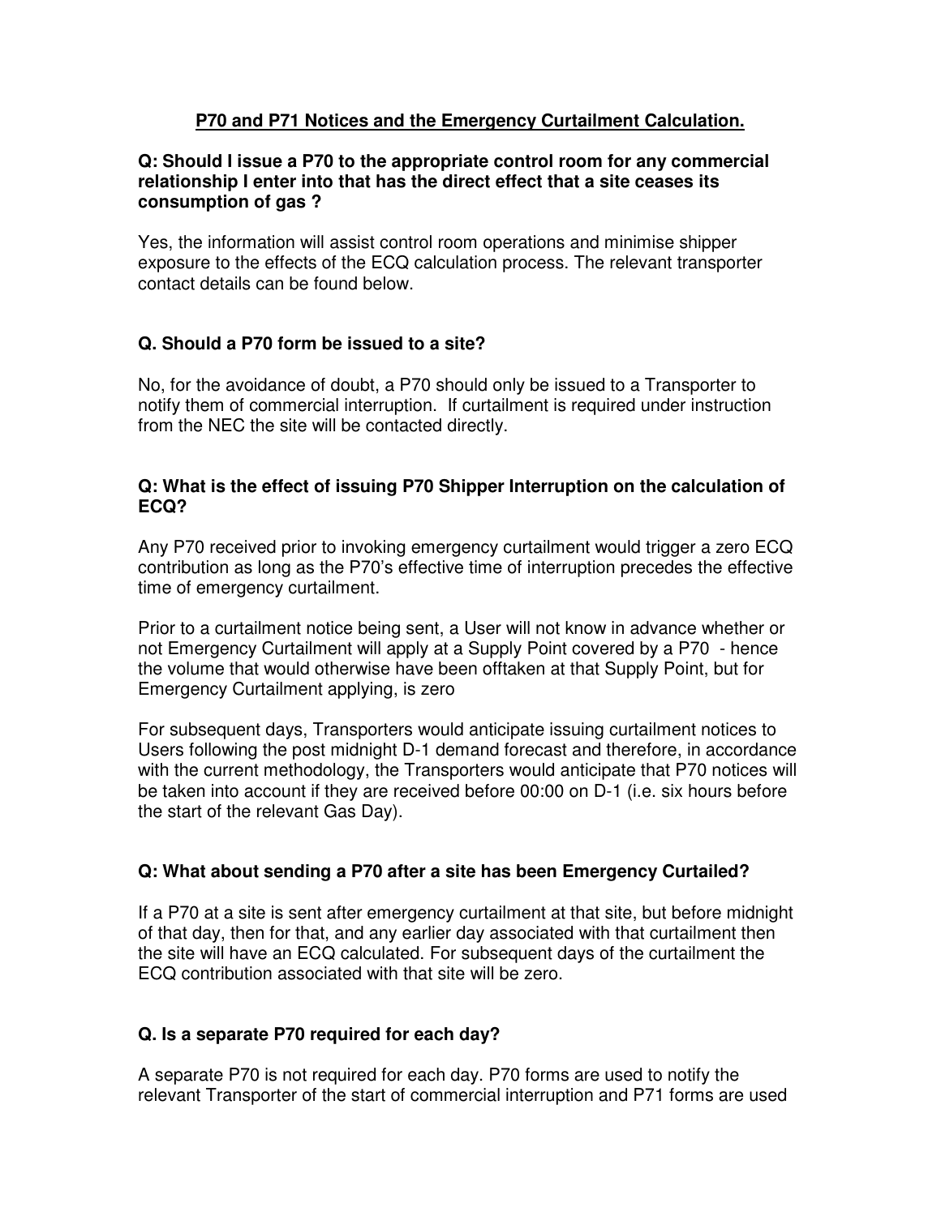# P70 and P71 Notices and the Emergency Curtailment Calculation.

**Q: Should I issue a P70 to the appropriate control room for any commercial relationship I enter into that has the direct effect that a site ceases its consumption of gas ?**

Yes, the information will assist control room operations and minimise shipper exposure to the effects of the ECQ calculation process. The relevant transporter contact details can be found below.

**Q. Should a P70 form be issued to a site?**

No, for the avoidance of doubt, a P70 should only be issued to a Transporter to notify them of commercial interruption. If curtailment is required under instruction from the NEC the site will be contacted directly.

**Q: What is the effect of issuing P70 Shipper Interruption on the calculation of ECQ?**

Any P70 received prior to invoking emergency curtailment would trigger a zero ECQ contribution as long as the P70's effective time of interruption precedes the effective time of emergency curtailment.

Prior to a curtailment notice being sent, a User will not know in advance whether or not Emergency Curtailment will apply at a Supply Point covered by a P70 - hence the volume that would otherwise have been offtaken at that Supply Point, but for Emergency Curtailment applying, is zero

For subsequent days, Transporters would anticipate issuing curtailment notices to Users following the post midnight D-1 demand forecast and therefore, in accordance with the current methodology, the Transporters would anticipate that P70 notices will be taken into account if they are received before 00:00 on D-1 (i.e. six hours before the start of the relevant Gas Day).

**Q: What about sending a P70 after a site has been Emergency Curtailed?**

If a P70 at a site is sent after emergency curtailment at that site, but before midnight of that day, then for that, and any earlier day associated with that curtailment then the site will have an ECQ calculated. For subsequent days of the curtailment the ECQ contribution associated with that site will be zero.

**Q. Is a separate P70 required for each day?**

A separate P70 is not required for each day. P70 forms are used to notify the relevant Transporter of the start of commercial interruption and P71 forms are used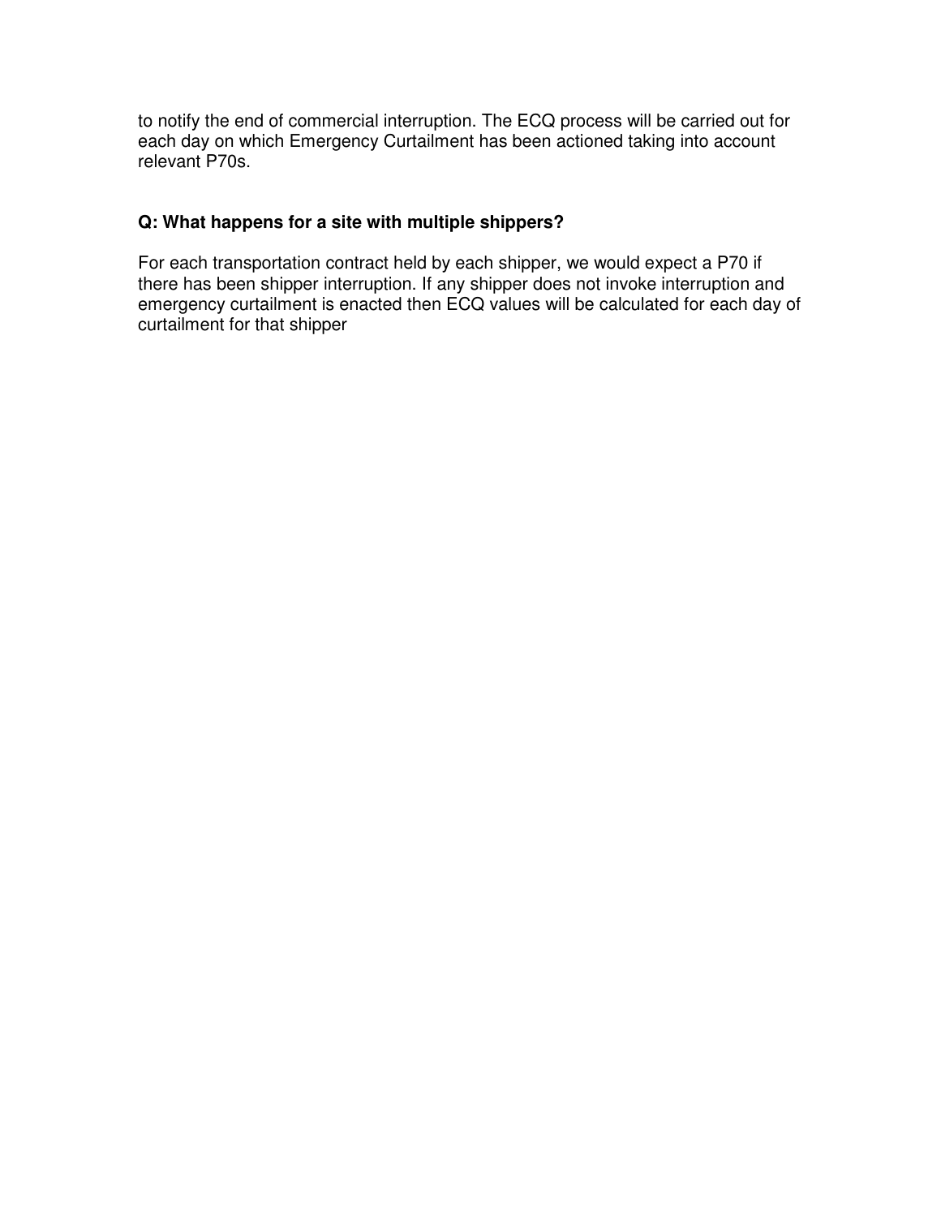to notify the end of commercial interruption. The ECQ process will be carried out for each day on which Emergency Curtailment has been actioned taking into account relevant P70s.

**Q: What happens for a site with multiple shippers?**

For each transportation contract held by each shipper, we would expect a P70 if there has been shipper interruption. If any shipper does not invoke interruption and emergency curtailment is enacted then ECQ values will be calculated for each day of curtailment for that shipper